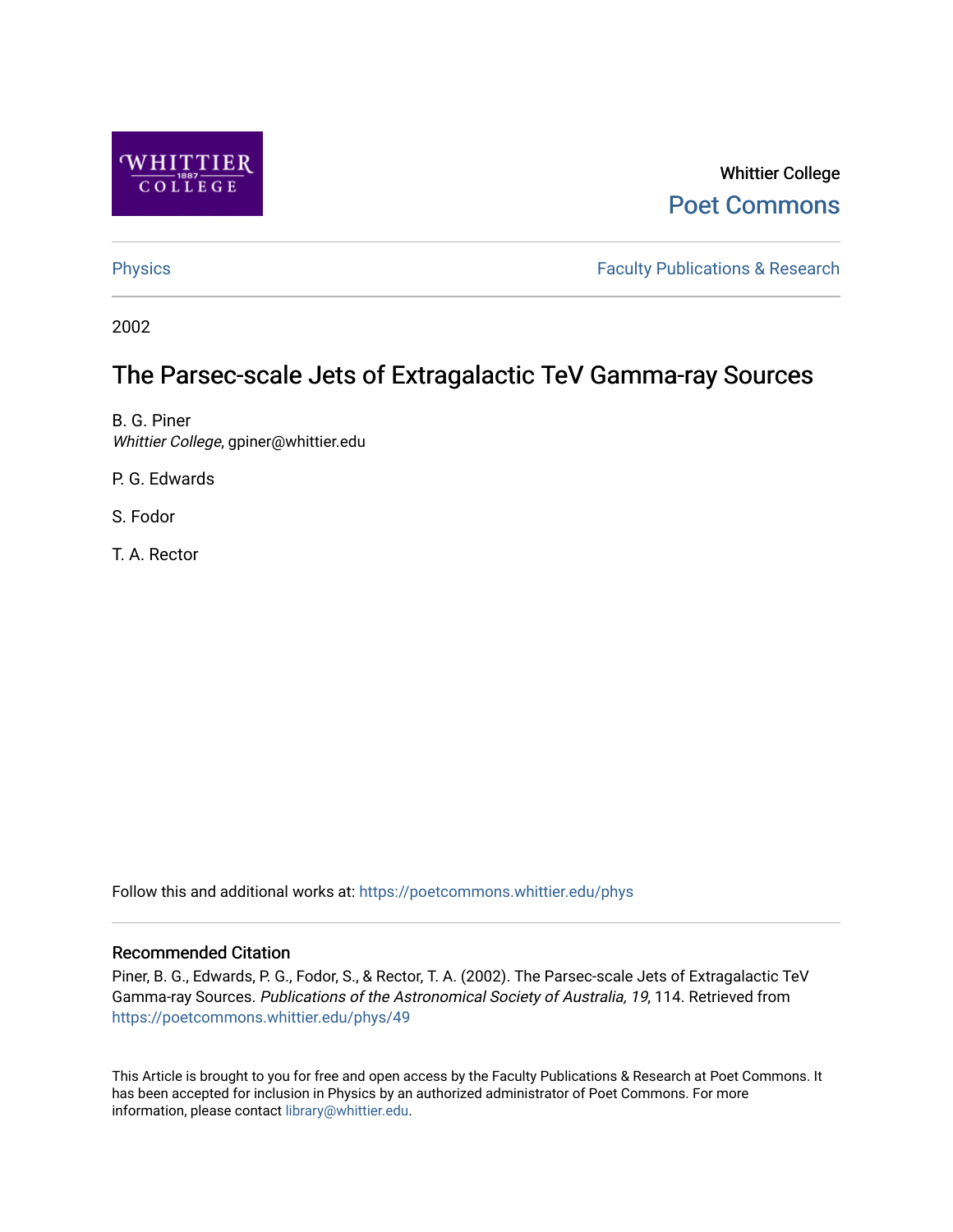Whittier College

Poet Commons

Physics

Faculty Publications & Research

2002

# The Parsec-scale Jets of Extragalactic TeV Gamma-ray Sources

B. G. Piner
*Whittier College*, gpiner@whittier.edu

P. G. Edwards

S. Fodor

T. A. Rector

Follow this and additional works at: https://poetcommons.whittier.edu/phys

### Recommended Citation

Piner, B. G., Edwards, P. G., Fodor, S., & Rector, T. A. (2002). The Parsec-scale Jets of Extragalactic TeV Gamma-ray Sources. *Publications of the Astronomical Society of Australia, 19*, 114. Retrieved from https://poetcommons.whittier.edu/phys/49

This Article is brought to you for free and open access by the Faculty Publications & Research at Poet Commons. It has been accepted for inclusion in Physics by an authorized administrator of Poet Commons. For more information, please contact library@whittier.edu.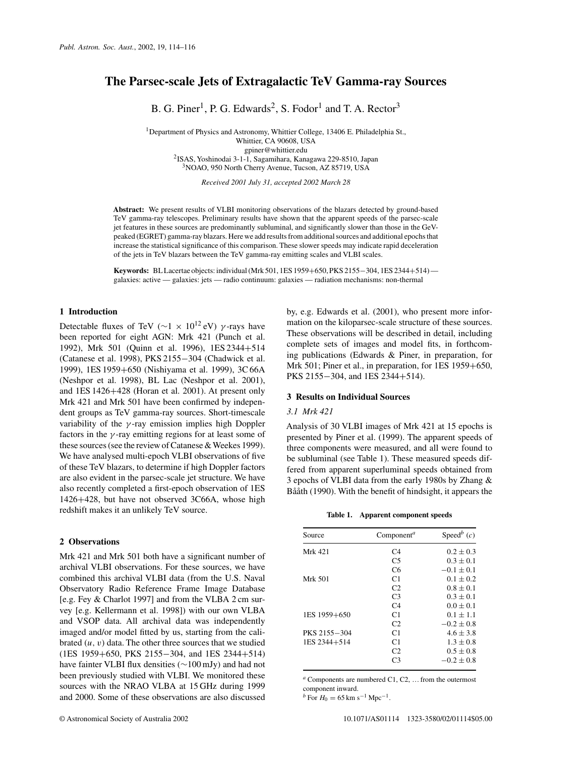# The Parsec-scale Jets of Extragalactic TeV Gamma-ray Sources

B. G. Piner[1], P. G. Edwards[2], S. Fodor[1] and T. A. Rector[3]

[1]Department of Physics and Astronomy, Whittier College, 13406 E. Philadelphia St., Whittier, CA 90608, USA
gpiner@whittier.edu
[2]ISAS, Yoshinodai 3-1-1, Sagamihara, Kanagawa 229-8510, Japan
[3]NOAO, 950 North Cherry Avenue, Tucson, AZ 85719, USA

*Received 2001 July 31, accepted 2002 March 28*

**Abstract:** We present results of VLBI monitoring observations of the blazars detected by ground-based TeV gamma-ray telescopes. Preliminary results have shown that the apparent speeds of the parsec-scale jet features in these sources are predominantly subluminal, and significantly slower than those in the GeV-peaked (EGRET) gamma-ray blazars. Here we add results from additional sources and additional epochs that increase the statistical significance of this comparison. These slower speeds may indicate rapid deceleration of the jets in TeV blazars between the TeV gamma-ray emitting scales and VLBI scales.

**Keywords:** BL Lacertae objects: individual (Mrk 501, 1ES 1959+650, PKS 2155−304, 1ES 2344+514) — galaxies: active — galaxies: jets — radio continuum: galaxies — radiation mechanisms: non-thermal

## 1 Introduction

Detectable fluxes of TeV ($\sim 1 \times 10^{12}$ eV) $\gamma$-rays have been reported for eight AGN: Mrk 421 (Punch et al. 1992), Mrk 501 (Quinn et al. 1996), 1ES 2344+514 (Catanese et al. 1998), PKS 2155−304 (Chadwick et al. 1999), 1ES 1959+650 (Nishiyama et al. 1999), 3C 66A (Neshpor et al. 1998), BL Lac (Neshpor et al. 2001), and 1ES 1426+428 (Horan et al. 2001). At present only Mrk 421 and Mrk 501 have been confirmed by independent groups as TeV gamma-ray sources. Short-timescale variability of the $\gamma$-ray emission implies high Doppler factors in the $\gamma$-ray emitting regions for at least some of these sources (see the review of Catanese & Weekes 1999). We have analysed multi-epoch VLBI observations of five of these TeV blazars, to determine if high Doppler factors are also evident in the parsec-scale jet structure. We have also recently completed a first-epoch observation of 1ES 1426+428, but have not observed 3C66A, whose high redshift makes it an unlikely TeV source.

## 2 Observations

Mrk 421 and Mrk 501 both have a significant number of archival VLBI observations. For these sources, we have combined this archival VLBI data (from the U.S. Naval Observatory Radio Reference Frame Image Database [e.g. Fey & Charlot 1997] and from the VLBA 2 cm survey [e.g. Kellermann et al. 1998]) with our own VLBA and VSOP data. All archival data was independently imaged and/or model fitted by us, starting from the calibrated ($u$, $v$) data. The other three sources that we studied (1ES 1959+650, PKS 2155−304, and 1ES 2344+514) have fainter VLBI flux densities (~100 mJy) and had not been previously studied with VLBI. We monitored these sources with the NRAO VLBA at 15 GHz during 1999 and 2000. Some of these observations are also discussed by, e.g. Edwards et al. (2001), who present more information on the kiloparsec-scale structure of these sources. These observations will be described in detail, including complete sets of images and model fits, in forthcoming publications (Edwards & Piner, in preparation, for Mrk 501; Piner et al., in preparation, for 1ES 1959+650, PKS 2155−304, and 1ES 2344+514).

## 3 Results on Individual Sources

### 3.1 Mrk 421

Analysis of 30 VLBI images of Mrk 421 at 15 epochs is presented by Piner et al. (1999). The apparent speeds of three components were measured, and all were found to be subluminal (see Table 1). These measured speeds differed from apparent superluminal speeds obtained from 3 epochs of VLBI data from the early 1980s by Zhang & Bååth (1990). With the benefit of hindsight, it appears the

**Table 1. Apparent component speeds**

| Source | Component[a] | Speed[b] ($c$) |
|---|---|---|
| Mrk 421 | C4 | $0.2 \pm 0.3$ |
| | C5 | $0.3 \pm 0.1$ |
| | C6 | $-0.1 \pm 0.1$ |
| Mrk 501 | C1 | $0.1 \pm 0.2$ |
| | C2 | $0.8 \pm 0.1$ |
| | C3 | $0.3 \pm 0.1$ |
| | C4 | $0.0 \pm 0.1$ |
| 1ES 1959+650 | C1 | $0.1 \pm 1.1$ |
| | C2 | $-0.2 \pm 0.8$ |
| PKS 2155−304 | C1 | $4.6 \pm 3.8$ |
| 1ES 2344+514 | C1 | $1.3 \pm 0.8$ |
| | C2 | $0.5 \pm 0.8$ |
| | C3 | $-0.2 \pm 0.8$ |

[a] Components are numbered C1, C2, … from the outermost component inward.
[b] For $H_0 = 65\,\mathrm{km\,s^{-1}\,Mpc^{-1}}$.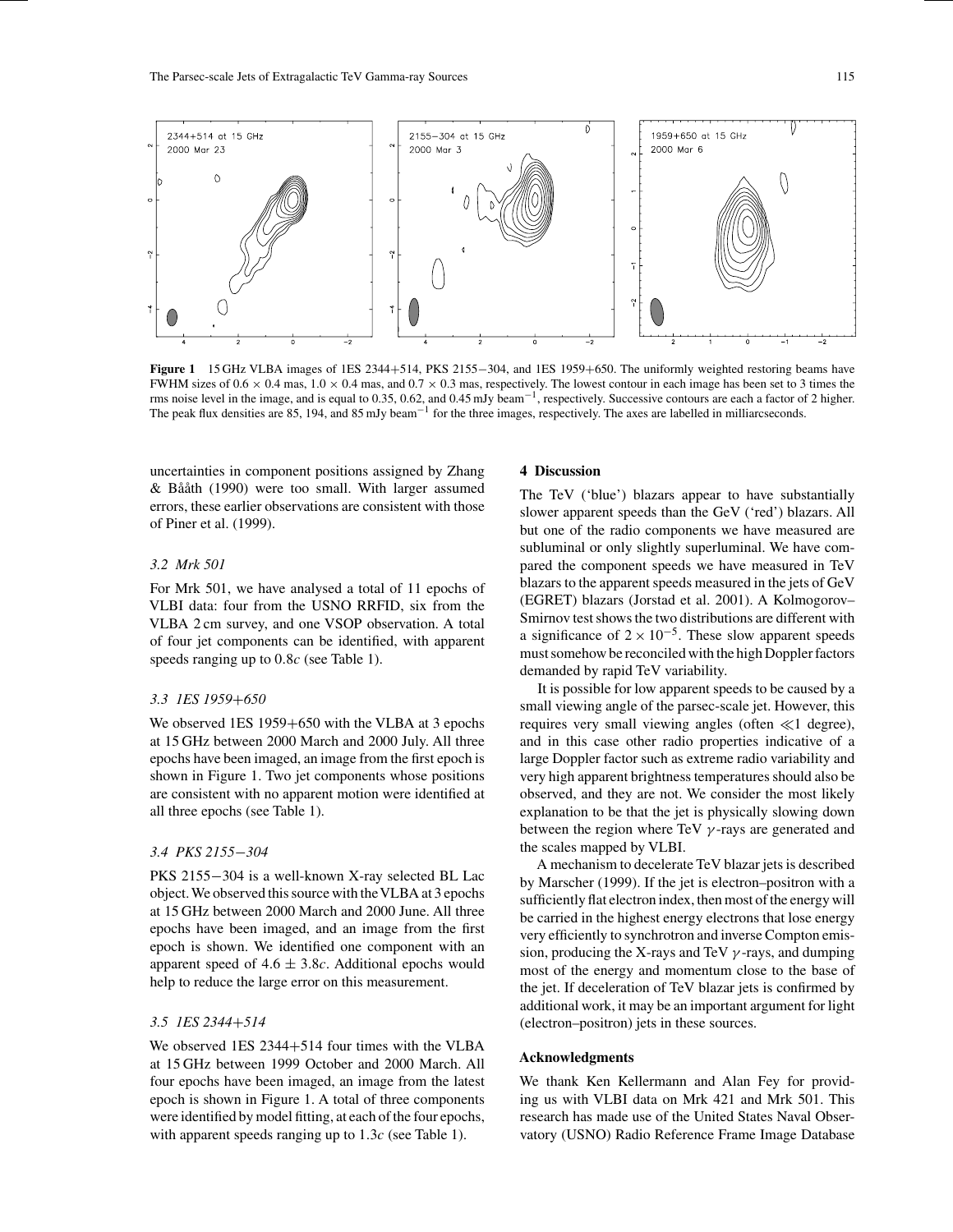**Figure 1** 15 GHz VLBA images of 1ES 2344+514, PKS 2155−304, and 1ES 1959+650. The uniformly weighted restoring beams have FWHM sizes of 0.6 × 0.4 mas, 1.0 × 0.4 mas, and 0.7 × 0.3 mas, respectively. The lowest contour in each image has been set to 3 times the rms noise level in the image, and is equal to 0.35, 0.62, and 0.45 mJy beam$^{-1}$, respectively. Successive contours are each a factor of 2 higher. The peak flux densities are 85, 194, and 85 mJy beam$^{-1}$ for the three images, respectively. The axes are labelled in milliarcseconds.

uncertainties in component positions assigned by Zhang & Bååth (1990) were too small. With larger assumed errors, these earlier observations are consistent with those of Piner et al. (1999).

### 3.2 Mrk 501

For Mrk 501, we have analysed a total of 11 epochs of VLBI data: four from the USNO RRFID, six from the VLBA 2 cm survey, and one VSOP observation. A total of four jet components can be identified, with apparent speeds ranging up to 0.8$c$ (see Table 1).

### 3.3 1ES 1959+650

We observed 1ES 1959+650 with the VLBA at 3 epochs at 15 GHz between 2000 March and 2000 July. All three epochs have been imaged, an image from the first epoch is shown in Figure 1. Two jet components whose positions are consistent with no apparent motion were identified at all three epochs (see Table 1).

### 3.4 PKS 2155−304

PKS 2155−304 is a well-known X-ray selected BL Lac object. We observed this source with the VLBA at 3 epochs at 15 GHz between 2000 March and 2000 June. All three epochs have been imaged, and an image from the first epoch is shown. We identified one component with an apparent speed of $4.6 \pm 3.8c$. Additional epochs would help to reduce the large error on this measurement.

### 3.5 1ES 2344+514

We observed 1ES 2344+514 four times with the VLBA at 15 GHz between 1999 October and 2000 March. All four epochs have been imaged, an image from the latest epoch is shown in Figure 1. A total of three components were identified by model fitting, at each of the four epochs, with apparent speeds ranging up to 1.3$c$ (see Table 1).

## 4 Discussion

The TeV ('blue') blazars appear to have substantially slower apparent speeds than the GeV ('red') blazars. All but one of the radio components we have measured are subluminal or only slightly superluminal. We have compared the component speeds we have measured in TeV blazars to the apparent speeds measured in the jets of GeV (EGRET) blazars (Jorstad et al. 2001). A Kolmogorov–Smirnov test shows the two distributions are different with a significance of $2 \times 10^{-5}$. These slow apparent speeds must somehow be reconciled with the high Doppler factors demanded by rapid TeV variability.

It is possible for low apparent speeds to be caused by a small viewing angle of the parsec-scale jet. However, this requires very small viewing angles (often $\ll$1 degree), and in this case other radio properties indicative of a large Doppler factor such as extreme radio variability and very high apparent brightness temperatures should also be observed, and they are not. We consider the most likely explanation to be that the jet is physically slowing down between the region where TeV $\gamma$-rays are generated and the scales mapped by VLBI.

A mechanism to decelerate TeV blazar jets is described by Marscher (1999). If the jet is electron–positron with a sufficiently flat electron index, then most of the energy will be carried in the highest energy electrons that lose energy very efficiently to synchrotron and inverse Compton emission, producing the X-rays and TeV $\gamma$-rays, and dumping most of the energy and momentum close to the base of the jet. If deceleration of TeV blazar jets is confirmed by additional work, it may be an important argument for light (electron–positron) jets in these sources.

## Acknowledgments

We thank Ken Kellermann and Alan Fey for providing us with VLBI data on Mrk 421 and Mrk 501. This research has made use of the United States Naval Observatory (USNO) Radio Reference Frame Image Database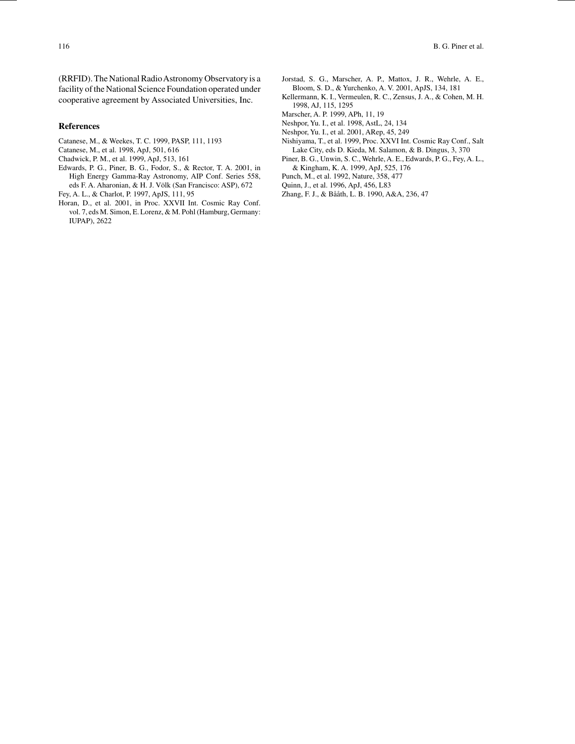(RRFID). The National Radio Astronomy Observatory is a facility of the National Science Foundation operated under cooperative agreement by Associated Universities, Inc.

## References

Catanese, M., & Weekes, T. C. 1999, PASP, 111, 1193

Catanese, M., et al. 1998, ApJ, 501, 616

Chadwick, P. M., et al. 1999, ApJ, 513, 161

Edwards, P. G., Piner, B. G., Fodor, S., & Rector, T. A. 2001, in High Energy Gamma-Ray Astronomy, AIP Conf. Series 558, eds F. A. Aharonian, & H. J. Völk (San Francisco: ASP), 672

Fey, A. L., & Charlot, P. 1997, ApJS, 111, 95

Horan, D., et al. 2001, in Proc. XXVII Int. Cosmic Ray Conf. vol. 7, eds M. Simon, E. Lorenz, & M. Pohl (Hamburg, Germany: IUPAP), 2622

Jorstad, S. G., Marscher, A. P., Mattox, J. R., Wehrle, A. E., Bloom, S. D., & Yurchenko, A. V. 2001, ApJS, 134, 181

Kellermann, K. I., Vermeulen, R. C., Zensus, J. A., & Cohen, M. H. 1998, AJ, 115, 1295

Marscher, A. P. 1999, APh, 11, 19

Neshpor, Yu. I., et al. 1998, AstL, 24, 134

Neshpor, Yu. I., et al. 2001, ARep, 45, 249

Nishiyama, T., et al. 1999, Proc. XXVI Int. Cosmic Ray Conf., Salt Lake City, eds D. Kieda, M. Salamon, & B. Dingus, 3, 370

Piner, B. G., Unwin, S. C., Wehrle, A. E., Edwards, P. G., Fey, A. L., & Kingham, K. A. 1999, ApJ, 525, 176

Punch, M., et al. 1992, Nature, 358, 477

Quinn, J., et al. 1996, ApJ, 456, L83

Zhang, F. J., & Bååth, L. B. 1990, A&A, 236, 47